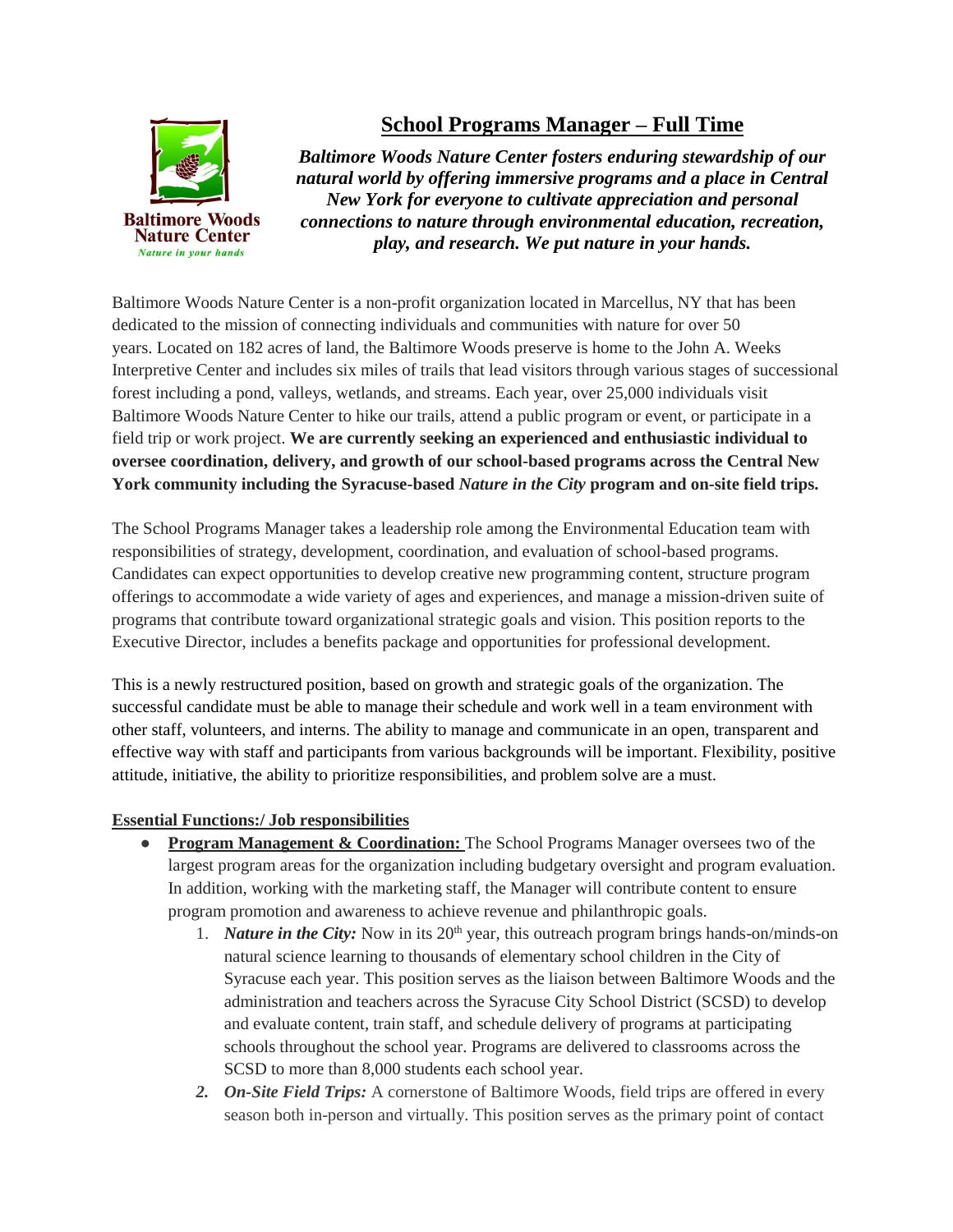Baltimore Woods Nature Center

*Nature in your hands*

# School Programs Manager – Full Time

***Baltimore Woods Nature Center fosters enduring stewardship of our natural world by offering immersive programs and a place in Central New York for everyone to cultivate appreciation and personal connections to nature through environmental education, recreation, play, and research. We put nature in your hands.***

Baltimore Woods Nature Center is a non-profit organization located in Marcellus, NY that has been dedicated to the mission of connecting individuals and communities with nature for over 50 years. Located on 182 acres of land, the Baltimore Woods preserve is home to the John A. Weeks Interpretive Center and includes six miles of trails that lead visitors through various stages of successional forest including a pond, valleys, wetlands, and streams. Each year, over 25,000 individuals visit Baltimore Woods Nature Center to hike our trails, attend a public program or event, or participate in a field trip or work project. **We are currently seeking an experienced and enthusiastic individual to oversee coordination, delivery, and growth of our school-based programs across the Central New York community including the Syracuse-based *Nature in the City* program and on-site field trips.**

The School Programs Manager takes a leadership role among the Environmental Education team with responsibilities of strategy, development, coordination, and evaluation of school-based programs. Candidates can expect opportunities to develop creative new programming content, structure program offerings to accommodate a wide variety of ages and experiences, and manage a mission-driven suite of programs that contribute toward organizational strategic goals and vision. This position reports to the Executive Director, includes a benefits package and opportunities for professional development.

This is a newly restructured position, based on growth and strategic goals of the organization. The successful candidate must be able to manage their schedule and work well in a team environment with other staff, volunteers, and interns. The ability to manage and communicate in an open, transparent and effective way with staff and participants from various backgrounds will be important. Flexibility, positive attitude, initiative, the ability to prioritize responsibilities, and problem solve are a must.

**Essential Functions:/ Job responsibilities**

- **Program Management & Coordination:** The School Programs Manager oversees two of the largest program areas for the organization including budgetary oversight and program evaluation. In addition, working with the marketing staff, the Manager will contribute content to ensure program promotion and awareness to achieve revenue and philanthropic goals.
    1. ***Nature in the City:*** Now in its 20th year, this outreach program brings hands-on/minds-on natural science learning to thousands of elementary school children in the City of Syracuse each year. This position serves as the liaison between Baltimore Woods and the administration and teachers across the Syracuse City School District (SCSD) to develop and evaluate content, train staff, and schedule delivery of programs at participating schools throughout the school year. Programs are delivered to classrooms across the SCSD to more than 8,000 students each school year.
    2. ***On-Site Field Trips:*** A cornerstone of Baltimore Woods, field trips are offered in every season both in-person and virtually. This position serves as the primary point of contact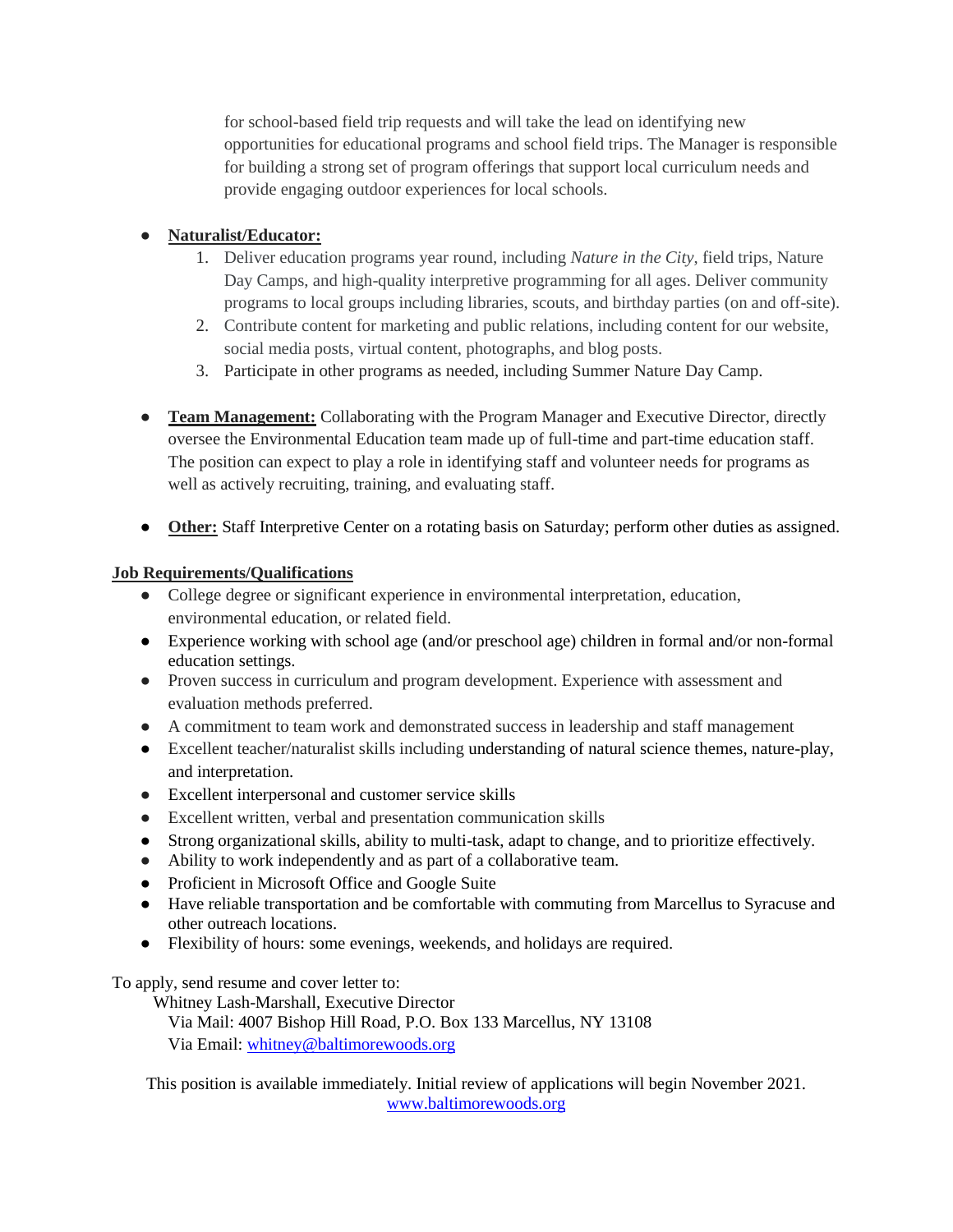for school-based field trip requests and will take the lead on identifying new opportunities for educational programs and school field trips. The Manager is responsible for building a strong set of program offerings that support local curriculum needs and provide engaging outdoor experiences for local schools.

- **Naturalist/Educator:**
  1. Deliver education programs year round, including *Nature in the City*, field trips, Nature Day Camps, and high-quality interpretive programming for all ages. Deliver community programs to local groups including libraries, scouts, and birthday parties (on and off-site).
  2. Contribute content for marketing and public relations, including content for our website, social media posts, virtual content, photographs, and blog posts.
  3. Participate in other programs as needed, including Summer Nature Day Camp.

- **Team Management:** Collaborating with the Program Manager and Executive Director, directly oversee the Environmental Education team made up of full-time and part-time education staff. The position can expect to play a role in identifying staff and volunteer needs for programs as well as actively recruiting, training, and evaluating staff.

- **Other:** Staff Interpretive Center on a rotating basis on Saturday; perform other duties as assigned.

**Job Requirements/Qualifications**

- College degree or significant experience in environmental interpretation, education, environmental education, or related field.
- Experience working with school age (and/or preschool age) children in formal and/or non-formal education settings.
- Proven success in curriculum and program development. Experience with assessment and evaluation methods preferred.
- A commitment to team work and demonstrated success in leadership and staff management
- Excellent teacher/naturalist skills including understanding of natural science themes, nature-play, and interpretation.
- Excellent interpersonal and customer service skills
- Excellent written, verbal and presentation communication skills
- Strong organizational skills, ability to multi-task, adapt to change, and to prioritize effectively.
- Ability to work independently and as part of a collaborative team.
- Proficient in Microsoft Office and Google Suite
- Have reliable transportation and be comfortable with commuting from Marcellus to Syracuse and other outreach locations.
- Flexibility of hours: some evenings, weekends, and holidays are required.

To apply, send resume and cover letter to:

Whitney Lash-Marshall, Executive Director
Via Mail: 4007 Bishop Hill Road, P.O. Box 133 Marcellus, NY 13108
Via Email: whitney@baltimorewoods.org

This position is available immediately. Initial review of applications will begin November 2021.
www.baltimorewoods.org